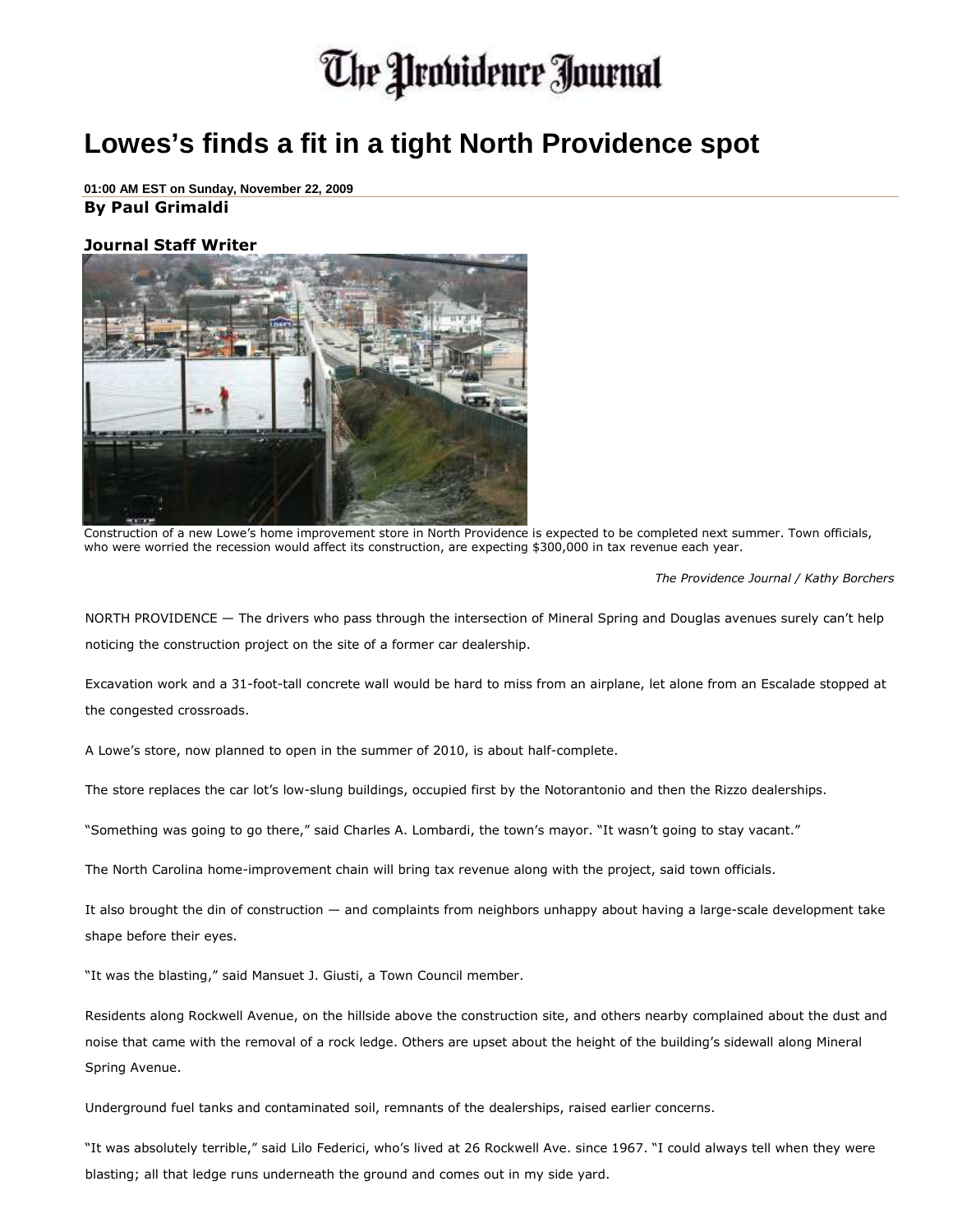# The Providence Journal

## Lowes's finds a fit in a tight North Providence spot

**01:00 AM EST on Sunday, November 22, 2009**

**By Paul Grimaldi**

**Journal Staff Writer**

Construction of a new Lowe's home improvement store in North Providence is expected to be completed next summer. Town officials, who were worried the recession would affect its construction, are expecting $300,000 in tax revenue each year.

*The Providence Journal / Kathy Borchers*

NORTH PROVIDENCE — The drivers who pass through the intersection of Mineral Spring and Douglas avenues surely can't help noticing the construction project on the site of a former car dealership.

Excavation work and a 31-foot-tall concrete wall would be hard to miss from an airplane, let alone from an Escalade stopped at the congested crossroads.

A Lowe's store, now planned to open in the summer of 2010, is about half-complete.

The store replaces the car lot's low-slung buildings, occupied first by the Notorantonio and then the Rizzo dealerships.

"Something was going to go there," said Charles A. Lombardi, the town's mayor. "It wasn't going to stay vacant."

The North Carolina home-improvement chain will bring tax revenue along with the project, said town officials.

It also brought the din of construction — and complaints from neighbors unhappy about having a large-scale development take shape before their eyes.

"It was the blasting," said Mansuet J. Giusti, a Town Council member.

Residents along Rockwell Avenue, on the hillside above the construction site, and others nearby complained about the dust and noise that came with the removal of a rock ledge. Others are upset about the height of the building's sidewall along Mineral Spring Avenue.

Underground fuel tanks and contaminated soil, remnants of the dealerships, raised earlier concerns.

"It was absolutely terrible," said Lilo Federici, who's lived at 26 Rockwell Ave. since 1967. "I could always tell when they were blasting; all that ledge runs underneath the ground and comes out in my side yard.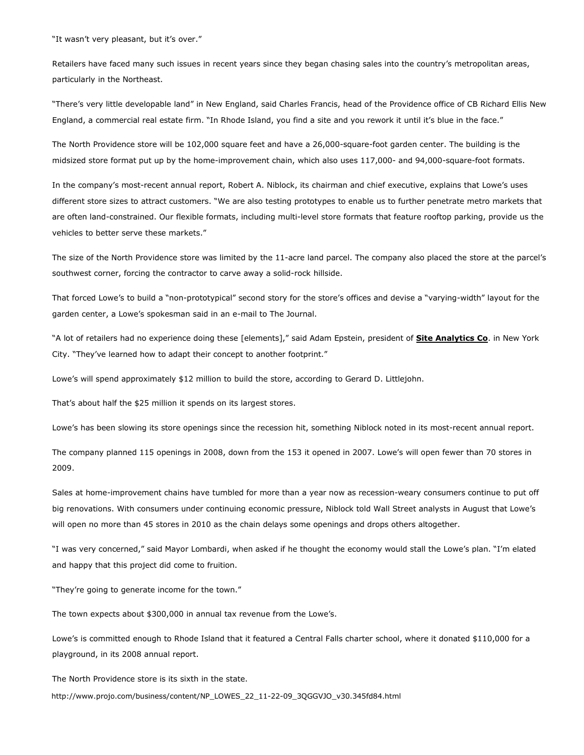"It wasn't very pleasant, but it's over."

Retailers have faced many such issues in recent years since they began chasing sales into the country's metropolitan areas, particularly in the Northeast.

"There's very little developable land" in New England, said Charles Francis, head of the Providence office of CB Richard Ellis New England, a commercial real estate firm. "In Rhode Island, you find a site and you rework it until it's blue in the face."

The North Providence store will be 102,000 square feet and have a 26,000-square-foot garden center. The building is the midsized store format put up by the home-improvement chain, which also uses 117,000- and 94,000-square-foot formats.

In the company's most-recent annual report, Robert A. Niblock, its chairman and chief executive, explains that Lowe's uses different store sizes to attract customers. "We are also testing prototypes to enable us to further penetrate metro markets that are often land-constrained. Our flexible formats, including multi-level store formats that feature rooftop parking, provide us the vehicles to better serve these markets."

The size of the North Providence store was limited by the 11-acre land parcel. The company also placed the store at the parcel's southwest corner, forcing the contractor to carve away a solid-rock hillside.

That forced Lowe's to build a "non-prototypical" second story for the store's offices and devise a "varying-width" layout for the garden center, a Lowe's spokesman said in an e-mail to The Journal.

"A lot of retailers had no experience doing these [elements]," said Adam Epstein, president of **Site Analytics Co**. in New York City. "They've learned how to adapt their concept to another footprint."

Lowe's will spend approximately $12 million to build the store, according to Gerard D. Littlejohn.

That's about half the $25 million it spends on its largest stores.

Lowe's has been slowing its store openings since the recession hit, something Niblock noted in its most-recent annual report.

The company planned 115 openings in 2008, down from the 153 it opened in 2007. Lowe's will open fewer than 70 stores in 2009.

Sales at home-improvement chains have tumbled for more than a year now as recession-weary consumers continue to put off big renovations. With consumers under continuing economic pressure, Niblock told Wall Street analysts in August that Lowe's will open no more than 45 stores in 2010 as the chain delays some openings and drops others altogether.

"I was very concerned," said Mayor Lombardi, when asked if he thought the economy would stall the Lowe's plan. "I'm elated and happy that this project did come to fruition.

"They're going to generate income for the town."

The town expects about $300,000 in annual tax revenue from the Lowe's.

Lowe's is committed enough to Rhode Island that it featured a Central Falls charter school, where it donated $110,000 for a playground, in its 2008 annual report.

The North Providence store is its sixth in the state.

http://www.projo.com/business/content/NP_LOWES_22_11-22-09_3QGGVJO_v30.345fd84.html